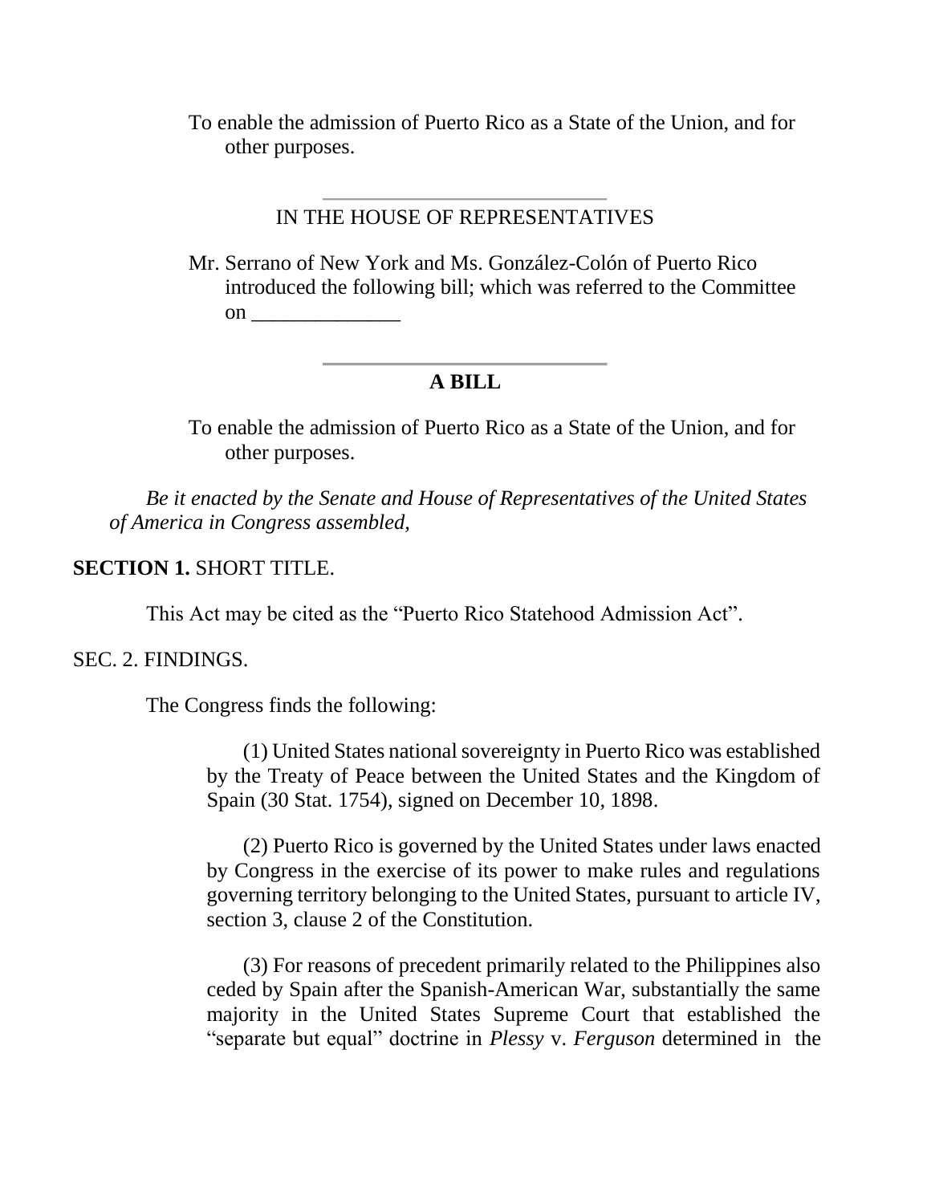To enable the admission of Puerto Rico as a State of the Union, and for other purposes.

---

IN THE HOUSE OF REPRESENTATIVES

Mr. Serrano of New York and Ms. González-Colón of Puerto Rico introduced the following bill; which was referred to the Committee on ______________

---

## A BILL

To enable the admission of Puerto Rico as a State of the Union, and for other purposes.

*Be it enacted by the Senate and House of Representatives of the United States of America in Congress assembled,*

**SECTION 1.** SHORT TITLE.

This Act may be cited as the "Puerto Rico Statehood Admission Act".

SEC. 2. FINDINGS.

The Congress finds the following:

(1) United States national sovereignty in Puerto Rico was established by the Treaty of Peace between the United States and the Kingdom of Spain (30 Stat. 1754), signed on December 10, 1898.

(2) Puerto Rico is governed by the United States under laws enacted by Congress in the exercise of its power to make rules and regulations governing territory belonging to the United States, pursuant to article IV, section 3, clause 2 of the Constitution.

(3) For reasons of precedent primarily related to the Philippines also ceded by Spain after the Spanish-American War, substantially the same majority in the United States Supreme Court that established the "separate but equal" doctrine in *Plessy* v. *Ferguson* determined in the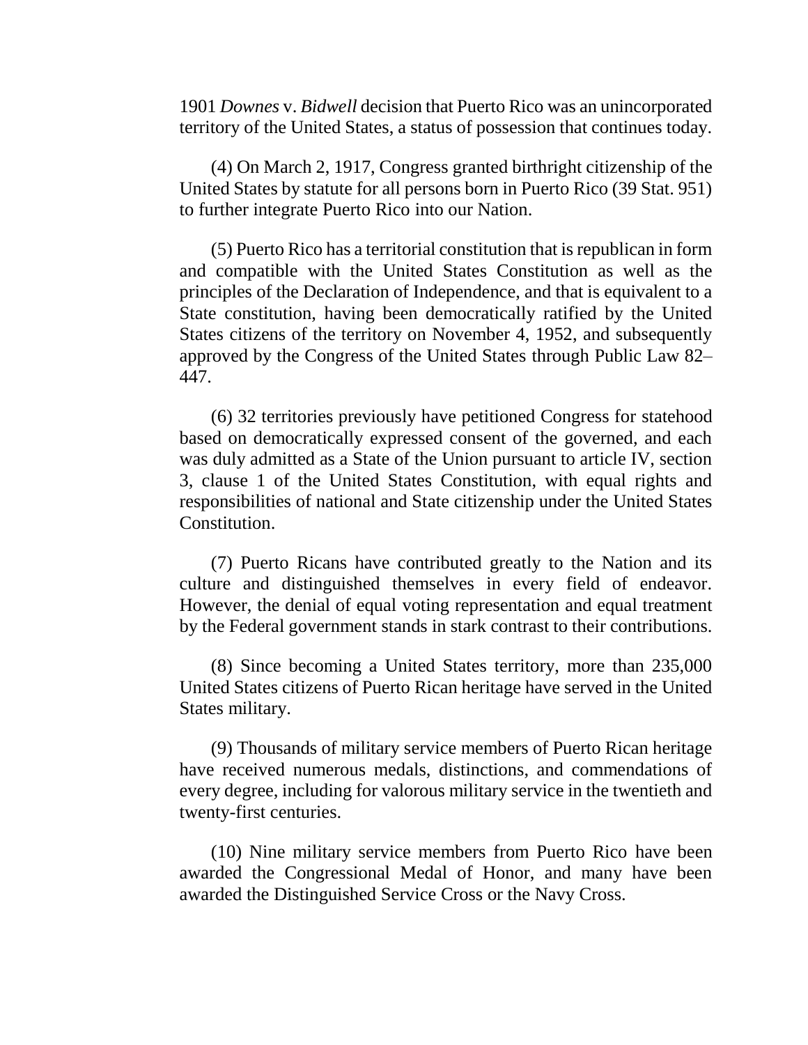1901 *Downes* v. *Bidwell* decision that Puerto Rico was an unincorporated territory of the United States, a status of possession that continues today.

(4) On March 2, 1917, Congress granted birthright citizenship of the United States by statute for all persons born in Puerto Rico (39 Stat. 951) to further integrate Puerto Rico into our Nation.

(5) Puerto Rico has a territorial constitution that is republican in form and compatible with the United States Constitution as well as the principles of the Declaration of Independence, and that is equivalent to a State constitution, having been democratically ratified by the United States citizens of the territory on November 4, 1952, and subsequently approved by the Congress of the United States through Public Law 82–447.

(6) 32 territories previously have petitioned Congress for statehood based on democratically expressed consent of the governed, and each was duly admitted as a State of the Union pursuant to article IV, section 3, clause 1 of the United States Constitution, with equal rights and responsibilities of national and State citizenship under the United States Constitution.

(7) Puerto Ricans have contributed greatly to the Nation and its culture and distinguished themselves in every field of endeavor. However, the denial of equal voting representation and equal treatment by the Federal government stands in stark contrast to their contributions.

(8) Since becoming a United States territory, more than 235,000 United States citizens of Puerto Rican heritage have served in the United States military.

(9) Thousands of military service members of Puerto Rican heritage have received numerous medals, distinctions, and commendations of every degree, including for valorous military service in the twentieth and twenty-first centuries.

(10) Nine military service members from Puerto Rico have been awarded the Congressional Medal of Honor, and many have been awarded the Distinguished Service Cross or the Navy Cross.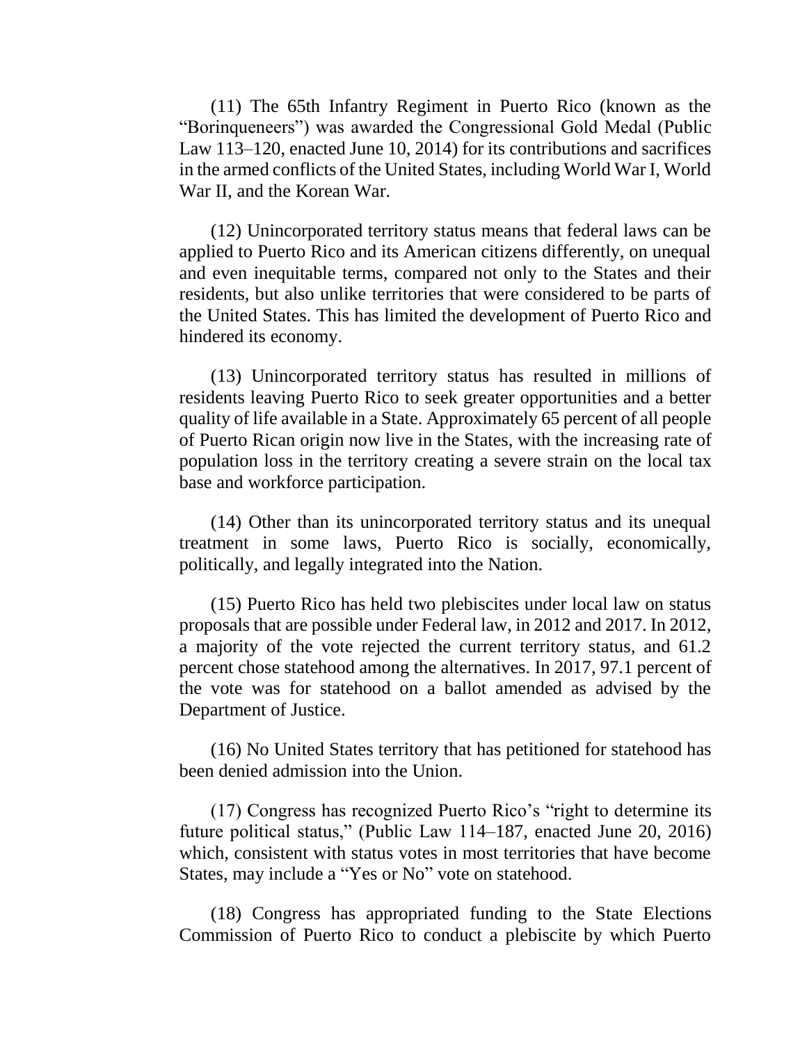(11) The 65th Infantry Regiment in Puerto Rico (known as the "Borinqueneers") was awarded the Congressional Gold Medal (Public Law 113–120, enacted June 10, 2014) for its contributions and sacrifices in the armed conflicts of the United States, including World War I, World War II, and the Korean War.

(12) Unincorporated territory status means that federal laws can be applied to Puerto Rico and its American citizens differently, on unequal and even inequitable terms, compared not only to the States and their residents, but also unlike territories that were considered to be parts of the United States. This has limited the development of Puerto Rico and hindered its economy.

(13) Unincorporated territory status has resulted in millions of residents leaving Puerto Rico to seek greater opportunities and a better quality of life available in a State. Approximately 65 percent of all people of Puerto Rican origin now live in the States, with the increasing rate of population loss in the territory creating a severe strain on the local tax base and workforce participation.

(14) Other than its unincorporated territory status and its unequal treatment in some laws, Puerto Rico is socially, economically, politically, and legally integrated into the Nation.

(15) Puerto Rico has held two plebiscites under local law on status proposals that are possible under Federal law, in 2012 and 2017. In 2012, a majority of the vote rejected the current territory status, and 61.2 percent chose statehood among the alternatives. In 2017, 97.1 percent of the vote was for statehood on a ballot amended as advised by the Department of Justice.

(16) No United States territory that has petitioned for statehood has been denied admission into the Union.

(17) Congress has recognized Puerto Rico's "right to determine its future political status," (Public Law 114–187, enacted June 20, 2016) which, consistent with status votes in most territories that have become States, may include a "Yes or No" vote on statehood.

(18) Congress has appropriated funding to the State Elections Commission of Puerto Rico to conduct a plebiscite by which Puerto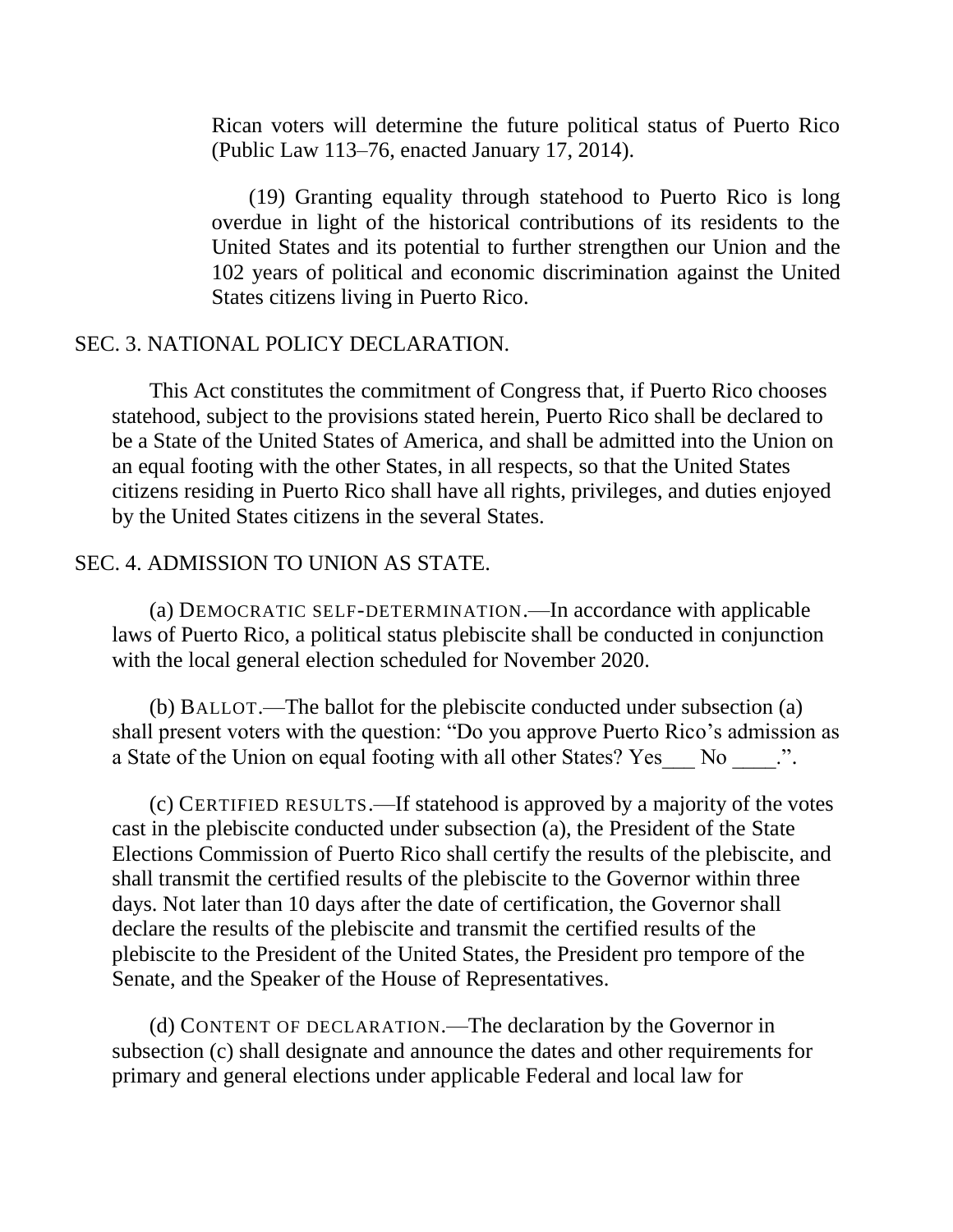Rican voters will determine the future political status of Puerto Rico (Public Law 113–76, enacted January 17, 2014).

(19) Granting equality through statehood to Puerto Rico is long overdue in light of the historical contributions of its residents to the United States and its potential to further strengthen our Union and the 102 years of political and economic discrimination against the United States citizens living in Puerto Rico.

## SEC. 3. NATIONAL POLICY DECLARATION.

This Act constitutes the commitment of Congress that, if Puerto Rico chooses statehood, subject to the provisions stated herein, Puerto Rico shall be declared to be a State of the United States of America, and shall be admitted into the Union on an equal footing with the other States, in all respects, so that the United States citizens residing in Puerto Rico shall have all rights, privileges, and duties enjoyed by the United States citizens in the several States.

## SEC. 4. ADMISSION TO UNION AS STATE.

(a) DEMOCRATIC SELF-DETERMINATION.—In accordance with applicable laws of Puerto Rico, a political status plebiscite shall be conducted in conjunction with the local general election scheduled for November 2020.

(b) BALLOT.—The ballot for the plebiscite conducted under subsection (a) shall present voters with the question: "Do you approve Puerto Rico's admission as a State of the Union on equal footing with all other States? Yes___ No ____.".

(c) CERTIFIED RESULTS.—If statehood is approved by a majority of the votes cast in the plebiscite conducted under subsection (a), the President of the State Elections Commission of Puerto Rico shall certify the results of the plebiscite, and shall transmit the certified results of the plebiscite to the Governor within three days. Not later than 10 days after the date of certification, the Governor shall declare the results of the plebiscite and transmit the certified results of the plebiscite to the President of the United States, the President pro tempore of the Senate, and the Speaker of the House of Representatives.

(d) CONTENT OF DECLARATION.—The declaration by the Governor in subsection (c) shall designate and announce the dates and other requirements for primary and general elections under applicable Federal and local law for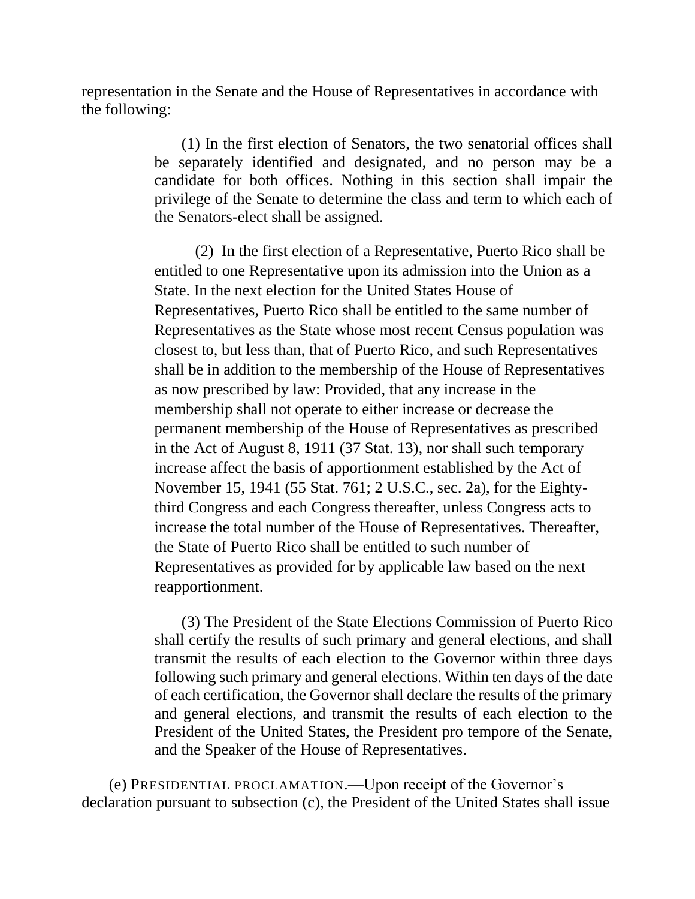representation in the Senate and the House of Representatives in accordance with the following:

(1) In the first election of Senators, the two senatorial offices shall be separately identified and designated, and no person may be a candidate for both offices. Nothing in this section shall impair the privilege of the Senate to determine the class and term to which each of the Senators-elect shall be assigned.

(2) In the first election of a Representative, Puerto Rico shall be entitled to one Representative upon its admission into the Union as a State. In the next election for the United States House of Representatives, Puerto Rico shall be entitled to the same number of Representatives as the State whose most recent Census population was closest to, but less than, that of Puerto Rico, and such Representatives shall be in addition to the membership of the House of Representatives as now prescribed by law: Provided, that any increase in the membership shall not operate to either increase or decrease the permanent membership of the House of Representatives as prescribed in the Act of August 8, 1911 (37 Stat. 13), nor shall such temporary increase affect the basis of apportionment established by the Act of November 15, 1941 (55 Stat. 761; 2 U.S.C., sec. 2a), for the Eighty-third Congress and each Congress thereafter, unless Congress acts to increase the total number of the House of Representatives. Thereafter, the State of Puerto Rico shall be entitled to such number of Representatives as provided for by applicable law based on the next reapportionment.

(3) The President of the State Elections Commission of Puerto Rico shall certify the results of such primary and general elections, and shall transmit the results of each election to the Governor within three days following such primary and general elections. Within ten days of the date of each certification, the Governor shall declare the results of the primary and general elections, and transmit the results of each election to the President of the United States, the President pro tempore of the Senate, and the Speaker of the House of Representatives.

(e) PRESIDENTIAL PROCLAMATION.—Upon receipt of the Governor's declaration pursuant to subsection (c), the President of the United States shall issue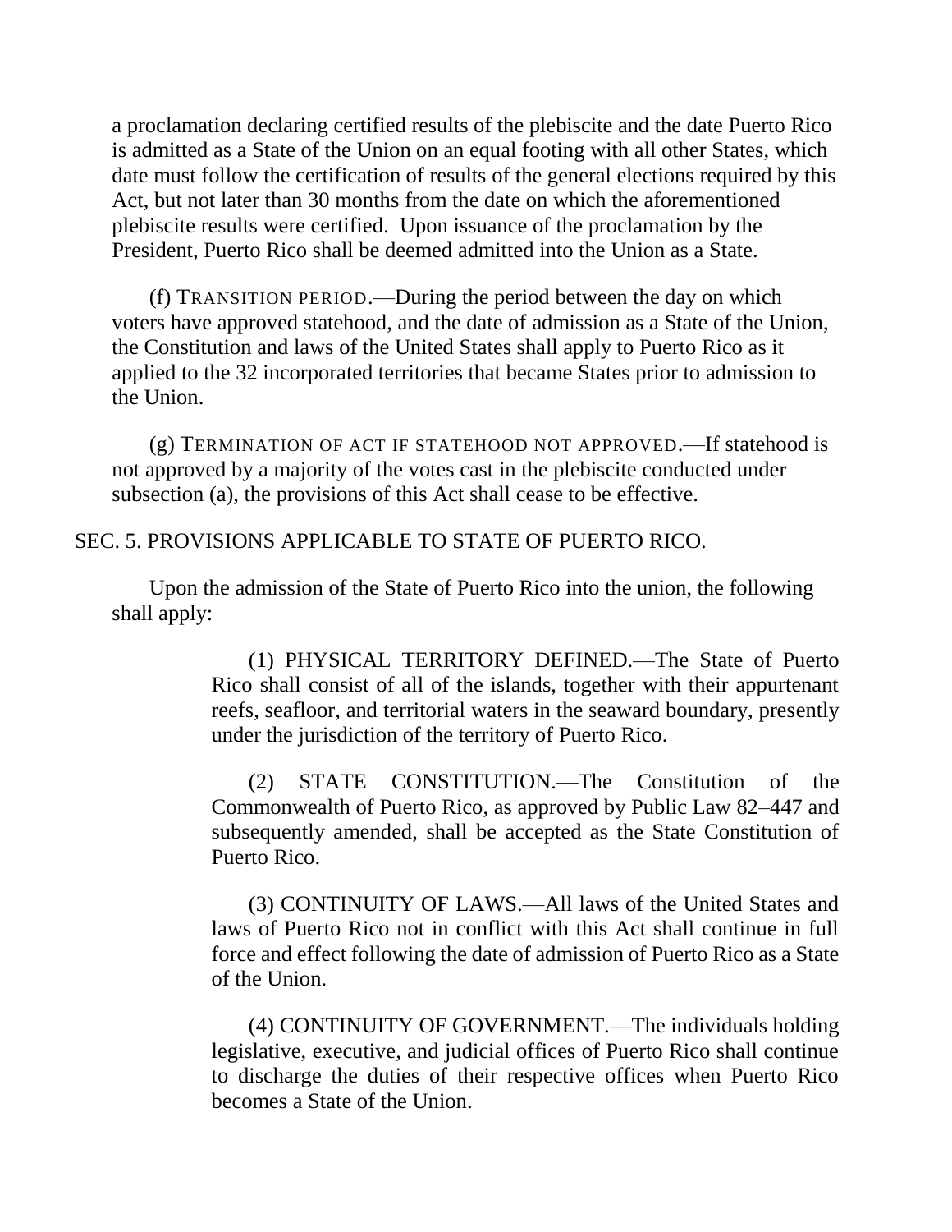a proclamation declaring certified results of the plebiscite and the date Puerto Rico is admitted as a State of the Union on an equal footing with all other States, which date must follow the certification of results of the general elections required by this Act, but not later than 30 months from the date on which the aforementioned plebiscite results were certified. Upon issuance of the proclamation by the President, Puerto Rico shall be deemed admitted into the Union as a State.

(f) TRANSITION PERIOD.—During the period between the day on which voters have approved statehood, and the date of admission as a State of the Union, the Constitution and laws of the United States shall apply to Puerto Rico as it applied to the 32 incorporated territories that became States prior to admission to the Union.

(g) TERMINATION OF ACT IF STATEHOOD NOT APPROVED.—If statehood is not approved by a majority of the votes cast in the plebiscite conducted under subsection (a), the provisions of this Act shall cease to be effective.

## SEC. 5. PROVISIONS APPLICABLE TO STATE OF PUERTO RICO.

Upon the admission of the State of Puerto Rico into the union, the following shall apply:

(1) PHYSICAL TERRITORY DEFINED.—The State of Puerto Rico shall consist of all of the islands, together with their appurtenant reefs, seafloor, and territorial waters in the seaward boundary, presently under the jurisdiction of the territory of Puerto Rico.

(2) STATE CONSTITUTION.—The Constitution of the Commonwealth of Puerto Rico, as approved by Public Law 82–447 and subsequently amended, shall be accepted as the State Constitution of Puerto Rico.

(3) CONTINUITY OF LAWS.—All laws of the United States and laws of Puerto Rico not in conflict with this Act shall continue in full force and effect following the date of admission of Puerto Rico as a State of the Union.

(4) CONTINUITY OF GOVERNMENT.—The individuals holding legislative, executive, and judicial offices of Puerto Rico shall continue to discharge the duties of their respective offices when Puerto Rico becomes a State of the Union.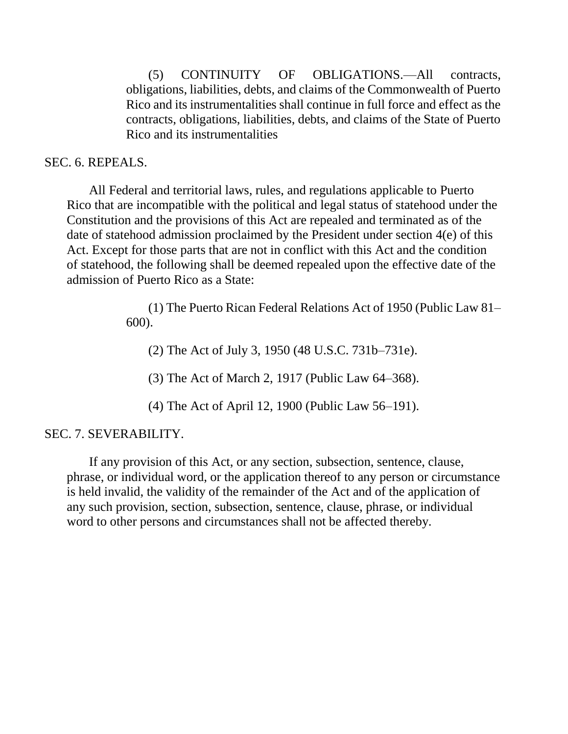(5) CONTINUITY OF OBLIGATIONS.—All contracts, obligations, liabilities, debts, and claims of the Commonwealth of Puerto Rico and its instrumentalities shall continue in full force and effect as the contracts, obligations, liabilities, debts, and claims of the State of Puerto Rico and its instrumentalities

SEC. 6. REPEALS.

All Federal and territorial laws, rules, and regulations applicable to Puerto Rico that are incompatible with the political and legal status of statehood under the Constitution and the provisions of this Act are repealed and terminated as of the date of statehood admission proclaimed by the President under section 4(e) of this Act. Except for those parts that are not in conflict with this Act and the condition of statehood, the following shall be deemed repealed upon the effective date of the admission of Puerto Rico as a State:

(1) The Puerto Rican Federal Relations Act of 1950 (Public Law 81–600).

(2) The Act of July 3, 1950 (48 U.S.C. 731b–731e).

(3) The Act of March 2, 1917 (Public Law 64–368).

(4) The Act of April 12, 1900 (Public Law 56–191).

SEC. 7. SEVERABILITY.

If any provision of this Act, or any section, subsection, sentence, clause, phrase, or individual word, or the application thereof to any person or circumstance is held invalid, the validity of the remainder of the Act and of the application of any such provision, section, subsection, sentence, clause, phrase, or individual word to other persons and circumstances shall not be affected thereby.